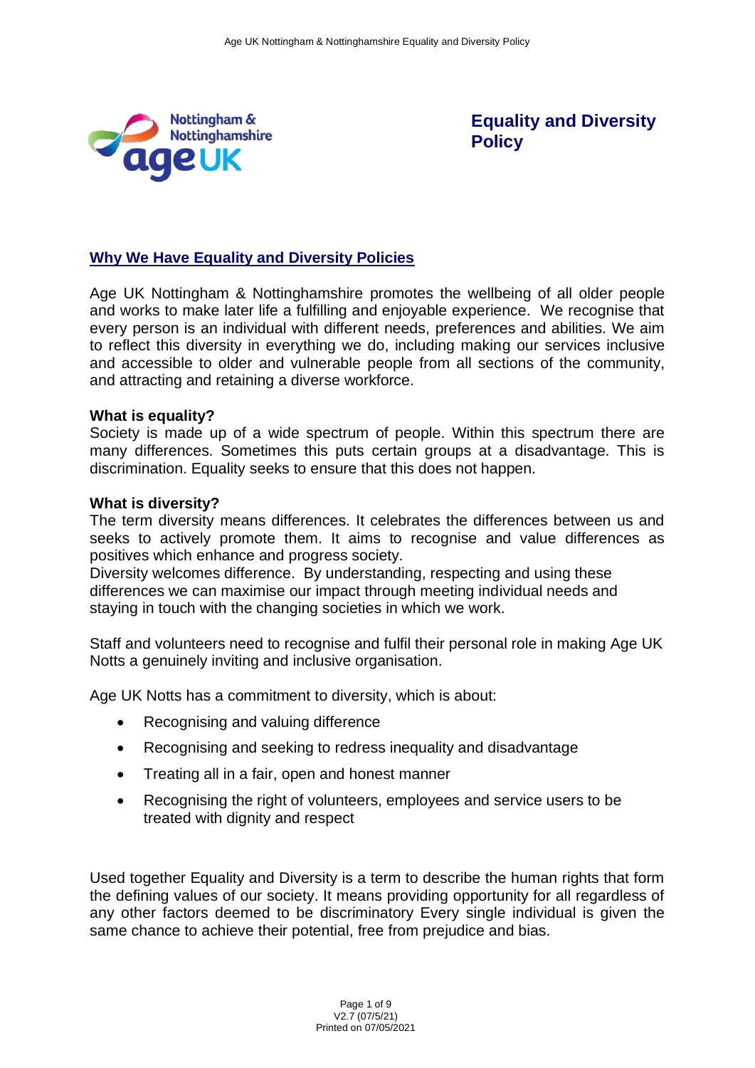# Equality and Diversity Policy

## Why We Have Equality and Diversity Policies

Age UK Nottingham & Nottinghamshire promotes the wellbeing of all older people and works to make later life a fulfilling and enjoyable experience. We recognise that every person is an individual with different needs, preferences and abilities. We aim to reflect this diversity in everything we do, including making our services inclusive and accessible to older and vulnerable people from all sections of the community, and attracting and retaining a diverse workforce.

**What is equality?**
Society is made up of a wide spectrum of people. Within this spectrum there are many differences. Sometimes this puts certain groups at a disadvantage. This is discrimination. Equality seeks to ensure that this does not happen.

**What is diversity?**
The term diversity means differences. It celebrates the differences between us and seeks to actively promote them. It aims to recognise and value differences as positives which enhance and progress society.
Diversity welcomes difference. By understanding, respecting and using these differences we can maximise our impact through meeting individual needs and staying in touch with the changing societies in which we work.

Staff and volunteers need to recognise and fulfil their personal role in making Age UK Notts a genuinely inviting and inclusive organisation.

Age UK Notts has a commitment to diversity, which is about:

- Recognising and valuing difference
- Recognising and seeking to redress inequality and disadvantage
- Treating all in a fair, open and honest manner
- Recognising the right of volunteers, employees and service users to be treated with dignity and respect

Used together Equality and Diversity is a term to describe the human rights that form the defining values of our society. It means providing opportunity for all regardless of any other factors deemed to be discriminatory Every single individual is given the same chance to achieve their potential, free from prejudice and bias.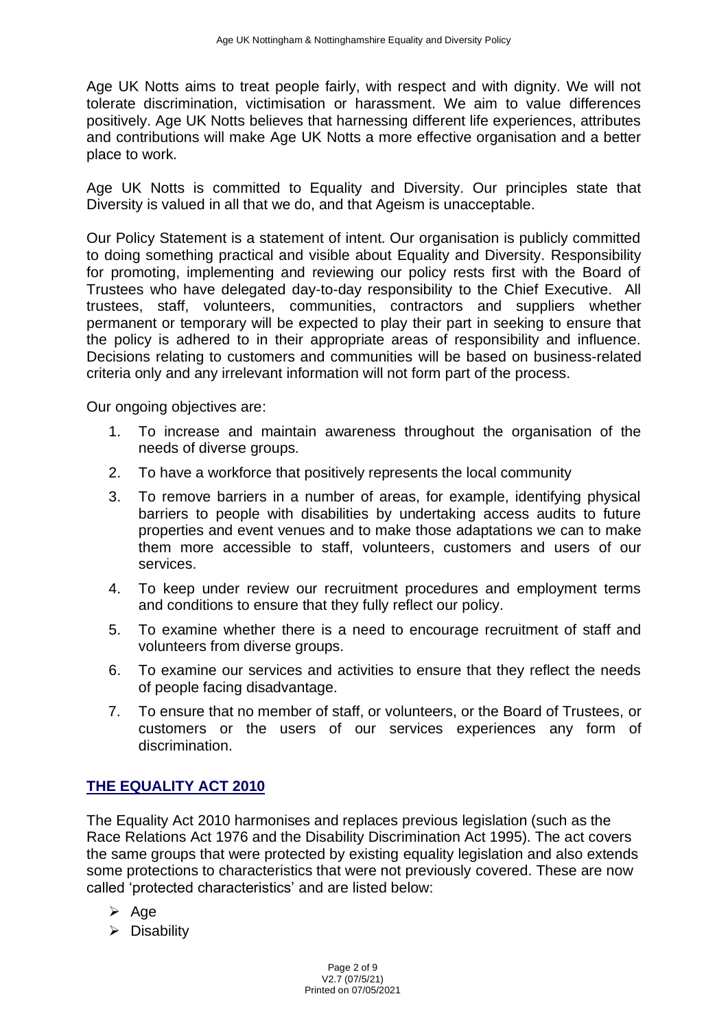Age UK Notts aims to treat people fairly, with respect and with dignity. We will not tolerate discrimination, victimisation or harassment. We aim to value differences positively. Age UK Notts believes that harnessing different life experiences, attributes and contributions will make Age UK Notts a more effective organisation and a better place to work.

Age UK Notts is committed to Equality and Diversity. Our principles state that Diversity is valued in all that we do, and that Ageism is unacceptable.

Our Policy Statement is a statement of intent. Our organisation is publicly committed to doing something practical and visible about Equality and Diversity. Responsibility for promoting, implementing and reviewing our policy rests first with the Board of Trustees who have delegated day-to-day responsibility to the Chief Executive. All trustees, staff, volunteers, communities, contractors and suppliers whether permanent or temporary will be expected to play their part in seeking to ensure that the policy is adhered to in their appropriate areas of responsibility and influence. Decisions relating to customers and communities will be based on business-related criteria only and any irrelevant information will not form part of the process.

Our ongoing objectives are:

1. To increase and maintain awareness throughout the organisation of the needs of diverse groups.
2. To have a workforce that positively represents the local community
3. To remove barriers in a number of areas, for example, identifying physical barriers to people with disabilities by undertaking access audits to future properties and event venues and to make those adaptations we can to make them more accessible to staff, volunteers, customers and users of our services.
4. To keep under review our recruitment procedures and employment terms and conditions to ensure that they fully reflect our policy.
5. To examine whether there is a need to encourage recruitment of staff and volunteers from diverse groups.
6. To examine our services and activities to ensure that they reflect the needs of people facing disadvantage.
7. To ensure that no member of staff, or volunteers, or the Board of Trustees, or customers or the users of our services experiences any form of discrimination.

## THE EQUALITY ACT 2010

The Equality Act 2010 harmonises and replaces previous legislation (such as the Race Relations Act 1976 and the Disability Discrimination Act 1995). The act covers the same groups that were protected by existing equality legislation and also extends some protections to characteristics that were not previously covered. These are now called 'protected characteristics' and are listed below:

- Age
- Disability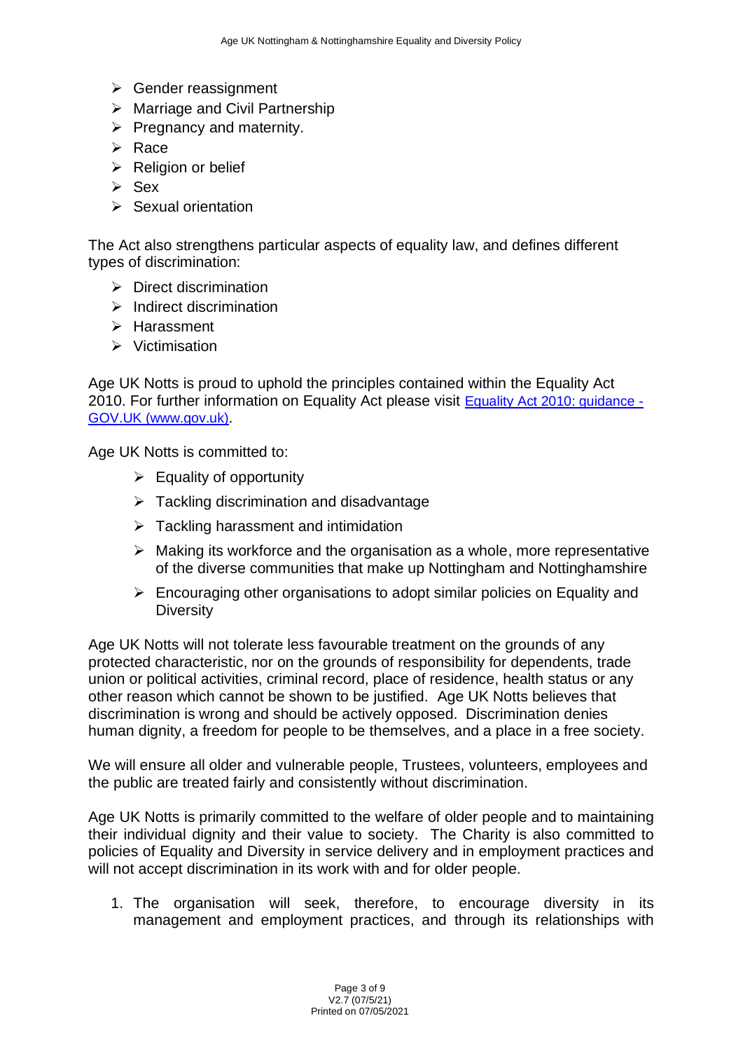- Gender reassignment
- Marriage and Civil Partnership
- Pregnancy and maternity.
- Race
- Religion or belief
- Sex
- Sexual orientation

The Act also strengthens particular aspects of equality law, and defines different types of discrimination:

- Direct discrimination
- Indirect discrimination
- Harassment
- Victimisation

Age UK Notts is proud to uphold the principles contained within the Equality Act 2010. For further information on Equality Act please visit [Equality Act 2010: guidance - GOV.UK (www.gov.uk)](https://www.gov.uk).

Age UK Notts is committed to:

- Equality of opportunity
- Tackling discrimination and disadvantage
- Tackling harassment and intimidation
- Making its workforce and the organisation as a whole, more representative of the diverse communities that make up Nottingham and Nottinghamshire
- Encouraging other organisations to adopt similar policies on Equality and Diversity

Age UK Notts will not tolerate less favourable treatment on the grounds of any protected characteristic, nor on the grounds of responsibility for dependents, trade union or political activities, criminal record, place of residence, health status or any other reason which cannot be shown to be justified. Age UK Notts believes that discrimination is wrong and should be actively opposed. Discrimination denies human dignity, a freedom for people to be themselves, and a place in a free society.

We will ensure all older and vulnerable people, Trustees, volunteers, employees and the public are treated fairly and consistently without discrimination.

Age UK Notts is primarily committed to the welfare of older people and to maintaining their individual dignity and their value to society. The Charity is also committed to policies of Equality and Diversity in service delivery and in employment practices and will not accept discrimination in its work with and for older people.

1. The organisation will seek, therefore, to encourage diversity in its management and employment practices, and through its relationships with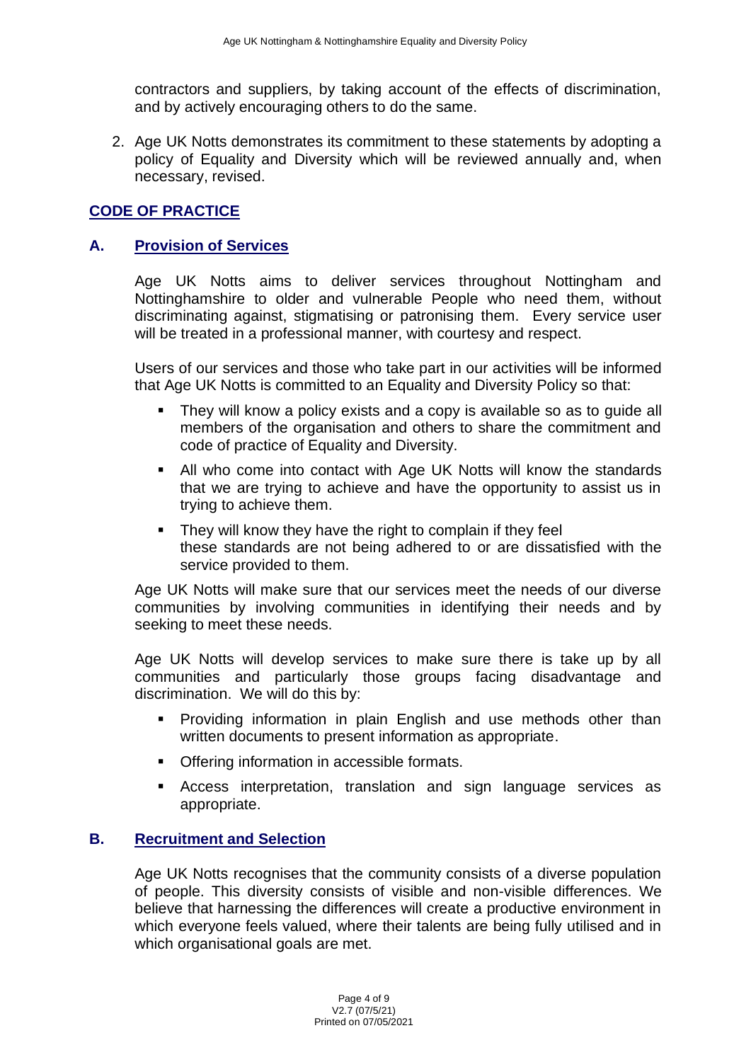contractors and suppliers, by taking account of the effects of discrimination, and by actively encouraging others to do the same.

2. Age UK Notts demonstrates its commitment to these statements by adopting a policy of Equality and Diversity which will be reviewed annually and, when necessary, revised.

## CODE OF PRACTICE

### A. Provision of Services

Age UK Notts aims to deliver services throughout Nottingham and Nottinghamshire to older and vulnerable People who need them, without discriminating against, stigmatising or patronising them. Every service user will be treated in a professional manner, with courtesy and respect.

Users of our services and those who take part in our activities will be informed that Age UK Notts is committed to an Equality and Diversity Policy so that:

- They will know a policy exists and a copy is available so as to guide all members of the organisation and others to share the commitment and code of practice of Equality and Diversity.
- All who come into contact with Age UK Notts will know the standards that we are trying to achieve and have the opportunity to assist us in trying to achieve them.
- They will know they have the right to complain if they feel these standards are not being adhered to or are dissatisfied with the service provided to them.

Age UK Notts will make sure that our services meet the needs of our diverse communities by involving communities in identifying their needs and by seeking to meet these needs.

Age UK Notts will develop services to make sure there is take up by all communities and particularly those groups facing disadvantage and discrimination. We will do this by:

- Providing information in plain English and use methods other than written documents to present information as appropriate.
- Offering information in accessible formats.
- Access interpretation, translation and sign language services as appropriate.

### B. Recruitment and Selection

Age UK Notts recognises that the community consists of a diverse population of people. This diversity consists of visible and non-visible differences. We believe that harnessing the differences will create a productive environment in which everyone feels valued, where their talents are being fully utilised and in which organisational goals are met.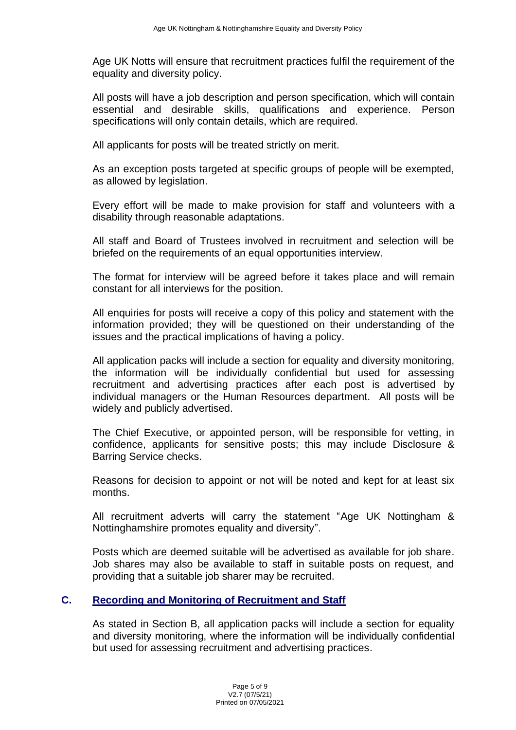Age UK Notts will ensure that recruitment practices fulfil the requirement of the equality and diversity policy.

All posts will have a job description and person specification, which will contain essential and desirable skills, qualifications and experience. Person specifications will only contain details, which are required.

All applicants for posts will be treated strictly on merit.

As an exception posts targeted at specific groups of people will be exempted, as allowed by legislation.

Every effort will be made to make provision for staff and volunteers with a disability through reasonable adaptations.

All staff and Board of Trustees involved in recruitment and selection will be briefed on the requirements of an equal opportunities interview.

The format for interview will be agreed before it takes place and will remain constant for all interviews for the position.

All enquiries for posts will receive a copy of this policy and statement with the information provided; they will be questioned on their understanding of the issues and the practical implications of having a policy.

All application packs will include a section for equality and diversity monitoring, the information will be individually confidential but used for assessing recruitment and advertising practices after each post is advertised by individual managers or the Human Resources department. All posts will be widely and publicly advertised.

The Chief Executive, or appointed person, will be responsible for vetting, in confidence, applicants for sensitive posts; this may include Disclosure & Barring Service checks.

Reasons for decision to appoint or not will be noted and kept for at least six months.

All recruitment adverts will carry the statement "Age UK Nottingham & Nottinghamshire promotes equality and diversity".

Posts which are deemed suitable will be advertised as available for job share. Job shares may also be available to staff in suitable posts on request, and providing that a suitable job sharer may be recruited.

## C. Recording and Monitoring of Recruitment and Staff

As stated in Section B, all application packs will include a section for equality and diversity monitoring, where the information will be individually confidential but used for assessing recruitment and advertising practices.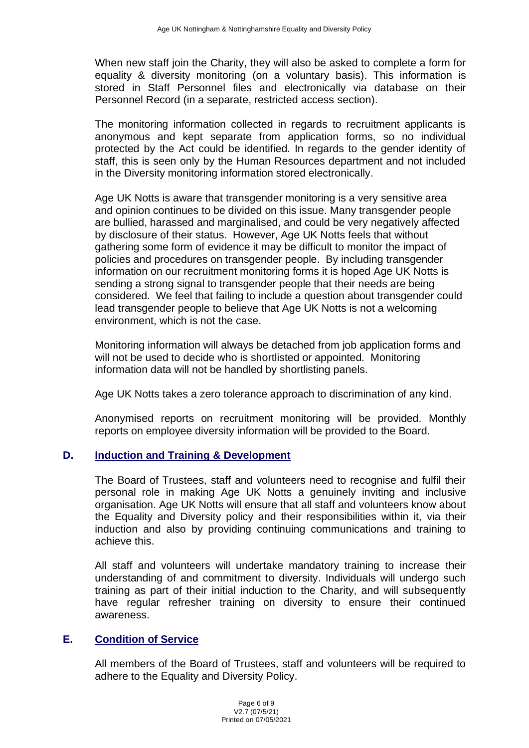When new staff join the Charity, they will also be asked to complete a form for equality & diversity monitoring (on a voluntary basis). This information is stored in Staff Personnel files and electronically via database on their Personnel Record (in a separate, restricted access section).

The monitoring information collected in regards to recruitment applicants is anonymous and kept separate from application forms, so no individual protected by the Act could be identified. In regards to the gender identity of staff, this is seen only by the Human Resources department and not included in the Diversity monitoring information stored electronically.

Age UK Notts is aware that transgender monitoring is a very sensitive area and opinion continues to be divided on this issue. Many transgender people are bullied, harassed and marginalised, and could be very negatively affected by disclosure of their status. However, Age UK Notts feels that without gathering some form of evidence it may be difficult to monitor the impact of policies and procedures on transgender people. By including transgender information on our recruitment monitoring forms it is hoped Age UK Notts is sending a strong signal to transgender people that their needs are being considered. We feel that failing to include a question about transgender could lead transgender people to believe that Age UK Notts is not a welcoming environment, which is not the case.

Monitoring information will always be detached from job application forms and will not be used to decide who is shortlisted or appointed. Monitoring information data will not be handled by shortlisting panels.

Age UK Notts takes a zero tolerance approach to discrimination of any kind.

Anonymised reports on recruitment monitoring will be provided. Monthly reports on employee diversity information will be provided to the Board.

## D. Induction and Training & Development

The Board of Trustees, staff and volunteers need to recognise and fulfil their personal role in making Age UK Notts a genuinely inviting and inclusive organisation. Age UK Notts will ensure that all staff and volunteers know about the Equality and Diversity policy and their responsibilities within it, via their induction and also by providing continuing communications and training to achieve this.

All staff and volunteers will undertake mandatory training to increase their understanding of and commitment to diversity. Individuals will undergo such training as part of their initial induction to the Charity, and will subsequently have regular refresher training on diversity to ensure their continued awareness.

## E. Condition of Service

All members of the Board of Trustees, staff and volunteers will be required to adhere to the Equality and Diversity Policy.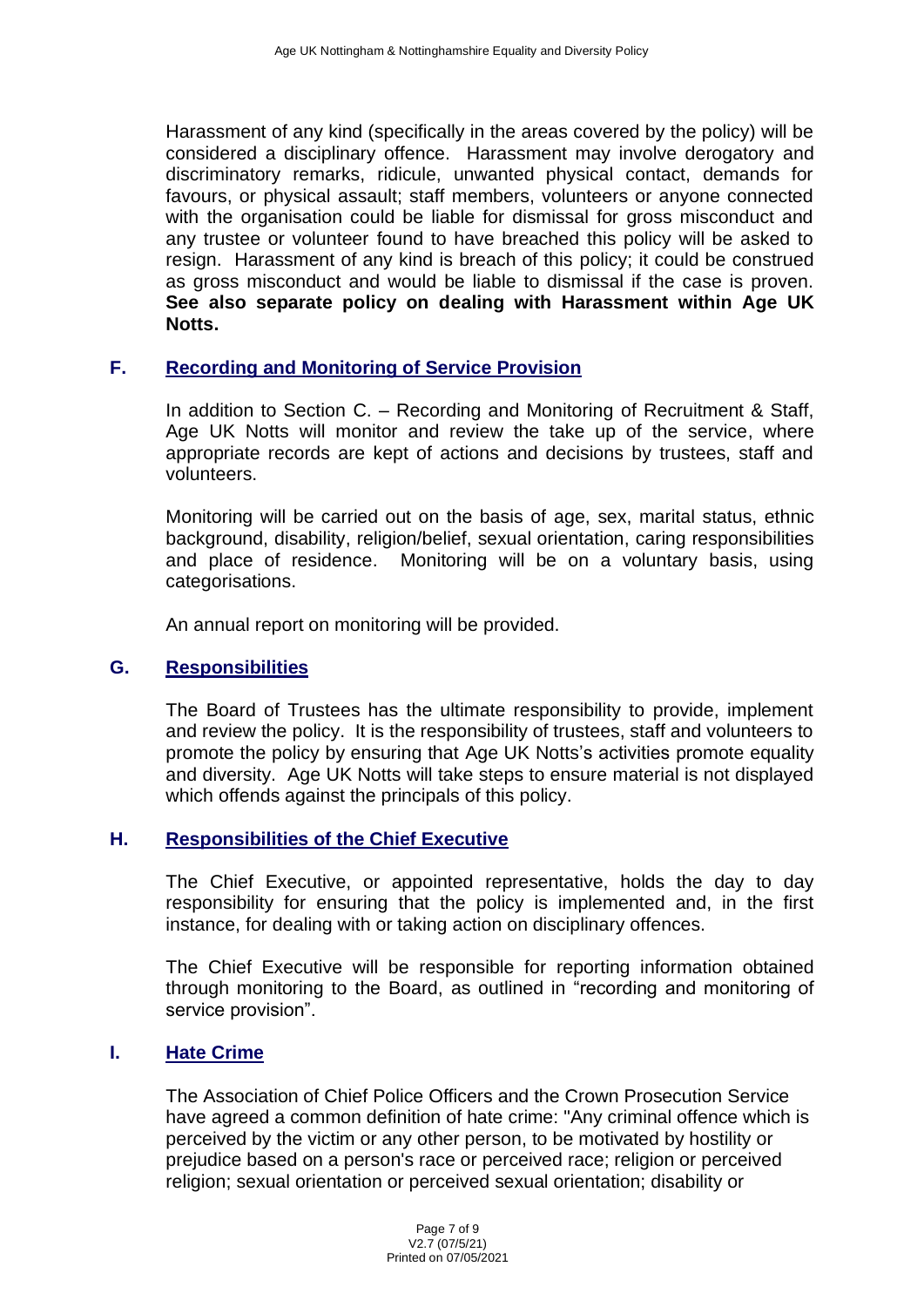Harassment of any kind (specifically in the areas covered by the policy) will be considered a disciplinary offence. Harassment may involve derogatory and discriminatory remarks, ridicule, unwanted physical contact, demands for favours, or physical assault; staff members, volunteers or anyone connected with the organisation could be liable for dismissal for gross misconduct and any trustee or volunteer found to have breached this policy will be asked to resign. Harassment of any kind is breach of this policy; it could be construed as gross misconduct and would be liable to dismissal if the case is proven. **See also separate policy on dealing with Harassment within Age UK Notts.**

## F. Recording and Monitoring of Service Provision

In addition to Section C. – Recording and Monitoring of Recruitment & Staff, Age UK Notts will monitor and review the take up of the service, where appropriate records are kept of actions and decisions by trustees, staff and volunteers.

Monitoring will be carried out on the basis of age, sex, marital status, ethnic background, disability, religion/belief, sexual orientation, caring responsibilities and place of residence. Monitoring will be on a voluntary basis, using categorisations.

An annual report on monitoring will be provided.

## G. Responsibilities

The Board of Trustees has the ultimate responsibility to provide, implement and review the policy. It is the responsibility of trustees, staff and volunteers to promote the policy by ensuring that Age UK Notts's activities promote equality and diversity. Age UK Notts will take steps to ensure material is not displayed which offends against the principals of this policy.

## H. Responsibilities of the Chief Executive

The Chief Executive, or appointed representative, holds the day to day responsibility for ensuring that the policy is implemented and, in the first instance, for dealing with or taking action on disciplinary offences.

The Chief Executive will be responsible for reporting information obtained through monitoring to the Board, as outlined in "recording and monitoring of service provision".

## I. Hate Crime

The Association of Chief Police Officers and the Crown Prosecution Service have agreed a common definition of hate crime: "Any criminal offence which is perceived by the victim or any other person, to be motivated by hostility or prejudice based on a person's race or perceived race; religion or perceived religion; sexual orientation or perceived sexual orientation; disability or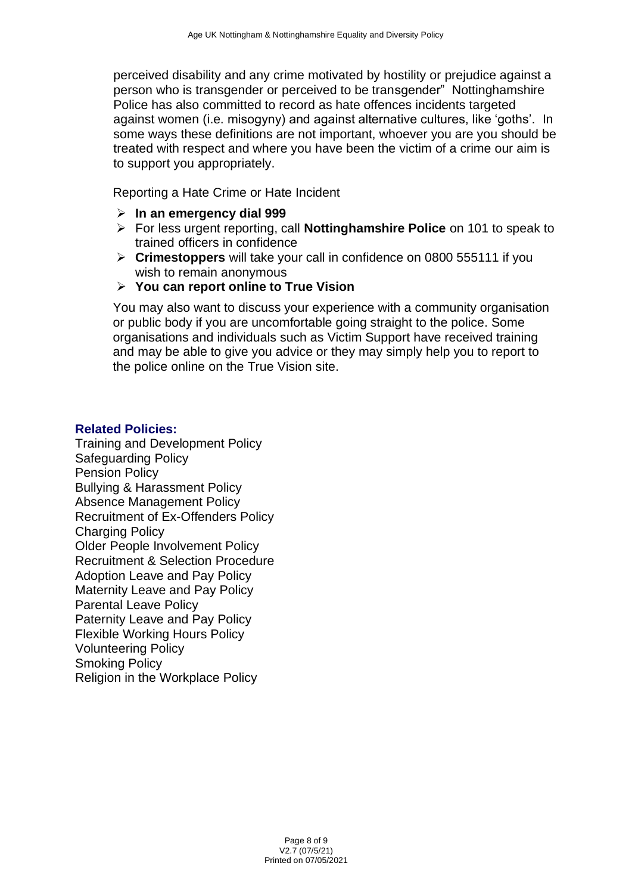perceived disability and any crime motivated by hostility or prejudice against a person who is transgender or perceived to be transgender" Nottinghamshire Police has also committed to record as hate offences incidents targeted against women (i.e. misogyny) and against alternative cultures, like 'goths'. In some ways these definitions are not important, whoever you are you should be treated with respect and where you have been the victim of a crime our aim is to support you appropriately.

Reporting a Hate Crime or Hate Incident

- **In an emergency dial 999**
- For less urgent reporting, call **Nottinghamshire Police** on 101 to speak to trained officers in confidence
- **Crimestoppers** will take your call in confidence on 0800 555111 if you wish to remain anonymous
- **You can report online to True Vision**

You may also want to discuss your experience with a community organisation or public body if you are uncomfortable going straight to the police. Some organisations and individuals such as Victim Support have received training and may be able to give you advice or they may simply help you to report to the police online on the True Vision site.

**Related Policies:**

Training and Development Policy
Safeguarding Policy
Pension Policy
Bullying & Harassment Policy
Absence Management Policy
Recruitment of Ex-Offenders Policy
Charging Policy
Older People Involvement Policy
Recruitment & Selection Procedure
Adoption Leave and Pay Policy
Maternity Leave and Pay Policy
Parental Leave Policy
Paternity Leave and Pay Policy
Flexible Working Hours Policy
Volunteering Policy
Smoking Policy
Religion in the Workplace Policy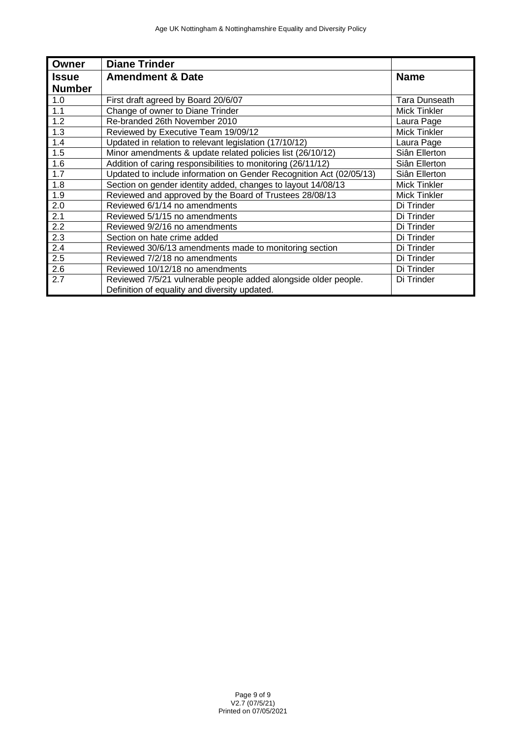| Owner | Diane Trinder | |
|---|---|---|
| **Issue Number** | **Amendment & Date** | **Name** |
| 1.0 | First draft agreed by Board 20/6/07 | Tara Dunseath |
| 1.1 | Change of owner to Diane Trinder | Mick Tinkler |
| 1.2 | Re-branded 26th November 2010 | Laura Page |
| 1.3 | Reviewed by Executive Team 19/09/12 | Mick Tinkler |
| 1.4 | Updated in relation to relevant legislation (17/10/12) | Laura Page |
| 1.5 | Minor amendments & update related policies list (26/10/12) | Siân Ellerton |
| 1.6 | Addition of caring responsibilities to monitoring (26/11/12) | Siân Ellerton |
| 1.7 | Updated to include information on Gender Recognition Act (02/05/13) | Siân Ellerton |
| 1.8 | Section on gender identity added, changes to layout 14/08/13 | Mick Tinkler |
| 1.9 | Reviewed and approved by the Board of Trustees 28/08/13 | Mick Tinkler |
| 2.0 | Reviewed 6/1/14 no amendments | Di Trinder |
| 2.1 | Reviewed 5/1/15 no amendments | Di Trinder |
| 2.2 | Reviewed 9/2/16 no amendments | Di Trinder |
| 2.3 | Section on hate crime added | Di Trinder |
| 2.4 | Reviewed 30/6/13 amendments made to monitoring section | Di Trinder |
| 2.5 | Reviewed 7/2/18 no amendments | Di Trinder |
| 2.6 | Reviewed 10/12/18 no amendments | Di Trinder |
| 2.7 | Reviewed 7/5/21 vulnerable people added alongside older people. Definition of equality and diversity updated. | Di Trinder |